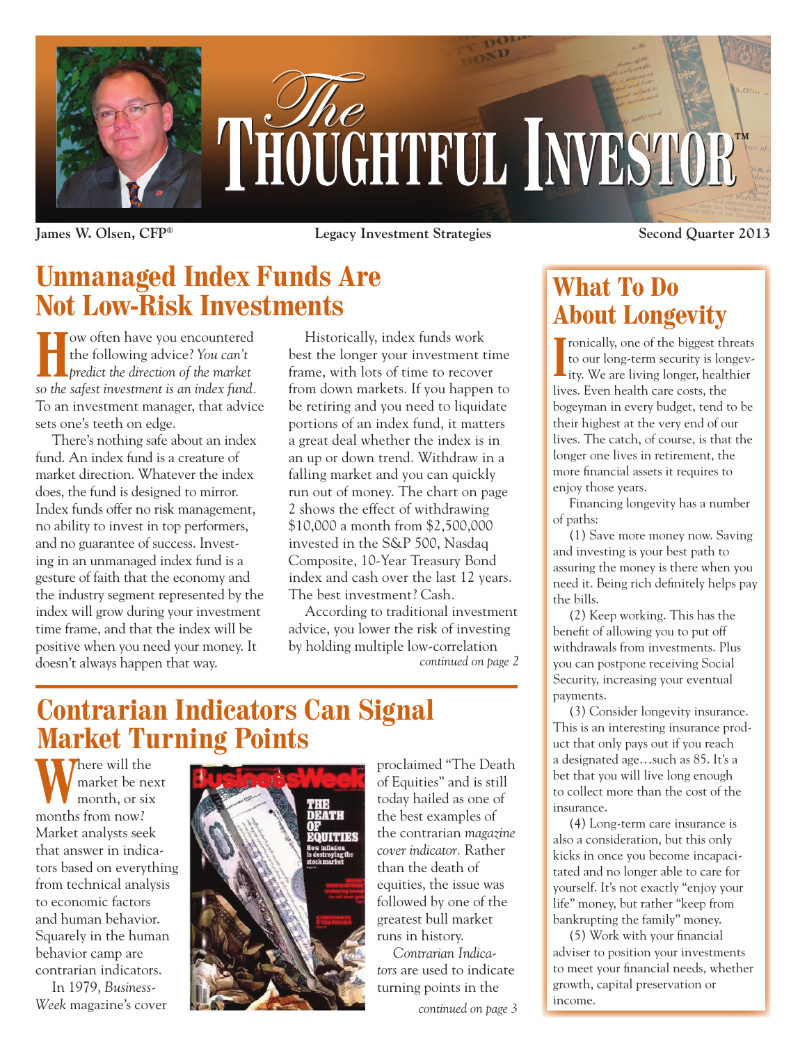# The Thoughtful Investor™

**James W. Olsen, CFP®** **Legacy Investment Strategies** **Second Quarter 2013**

## Unmanaged Index Funds Are Not Low-Risk Investments

How often have you encountered the following advice? *You can't predict the direction of the market so the safest investment is an index fund.* To an investment manager, that advice sets one's teeth on edge.

There's nothing safe about an index fund. An index fund is a creature of market direction. Whatever the index does, the fund is designed to mirror. Index funds offer no risk management, no ability to invest in top performers, and no guarantee of success. Investing in an unmanaged index fund is a gesture of faith that the economy and the industry segment represented by the index will grow during your investment time frame, and that the index will be positive when you need your money. It doesn't always happen that way.

Historically, index funds work best the longer your investment time frame, with lots of time to recover from down markets. If you happen to be retiring and you need to liquidate portions of an index fund, it matters a great deal whether the index is in an up or down trend. Withdraw in a falling market and you can quickly run out of money. The chart on page 2 shows the effect of withdrawing $10,000 a month from $2,500,000 invested in the S&P 500, Nasdaq Composite, 10-Year Treasury Bond index and cash over the last 12 years. The best investment? Cash.

According to traditional investment advice, you lower the risk of investing by holding multiple low-correlation

*continued on page 2*

## Contrarian Indicators Can Signal Market Turning Points

Where will the market be next month, or six months from now? Market analysts seek that answer in indicators based on everything from technical analysis to economic factors and human behavior. Squarely in the human behavior camp are contrarian indicators.

In 1979, *BusinessWeek* magazine's cover proclaimed "The Death of Equities" and is still today hailed as one of the best examples of the contrarian *magazine cover indicator.* Rather than the death of equities, the issue was followed by one of the greatest bull market runs in history.

*Contrarian Indicators* are used to indicate turning points in the

*continued on page 3*

## What To Do About Longevity

Ironically, one of the biggest threats to our long-term security is longevity. We are living longer, healthier lives. Even health care costs, the bogeyman in every budget, tend to be their highest at the very end of our lives. The catch, of course, is that the longer one lives in retirement, the more financial assets it requires to enjoy those years.

Financing longevity has a number of paths:

(1) Save more money now. Saving and investing is your best path to assuring the money is there when you need it. Being rich definitely helps pay the bills.

(2) Keep working. This has the benefit of allowing you to put off withdrawals from investments. Plus you can postpone receiving Social Security, increasing your eventual payments.

(3) Consider longevity insurance. This is an interesting insurance product that only pays out if you reach a designated age…such as 85. It's a bet that you will live long enough to collect more than the cost of the insurance.

(4) Long-term care insurance is also a consideration, but this only kicks in once you become incapacitated and no longer able to care for yourself. It's not exactly "enjoy your life" money, but rather "keep from bankrupting the family" money.

(5) Work with your financial adviser to position your investments to meet your financial needs, whether growth, capital preservation or income.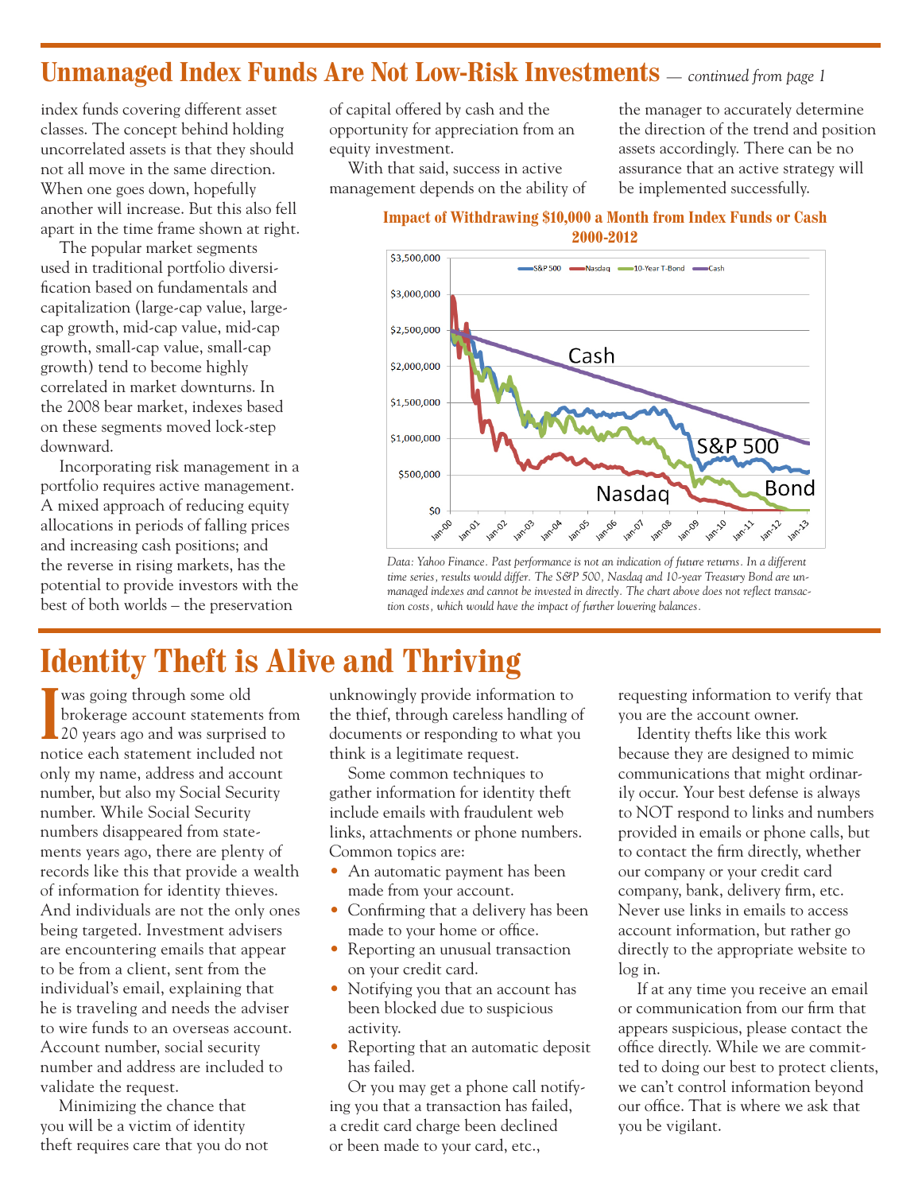## Unmanaged Index Funds Are Not Low-Risk Investments — *continued from page 1*

index funds covering different asset classes. The concept behind holding uncorrelated assets is that they should not all move in the same direction. When one goes down, hopefully another will increase. But this also fell apart in the time frame shown at right.

The popular market segments used in traditional portfolio diversification based on fundamentals and capitalization (large-cap value, large-cap growth, mid-cap value, mid-cap growth, small-cap value, small-cap growth) tend to become highly correlated in market downturns. In the 2008 bear market, indexes based on these segments moved lock-step downward.

Incorporating risk management in a portfolio requires active management. A mixed approach of reducing equity allocations in periods of falling prices and increasing cash positions; and the reverse in rising markets, has the potential to provide investors with the best of both worlds – the preservation of capital offered by cash and the opportunity for appreciation from an equity investment.

With that said, success in active management depends on the ability of the manager to accurately determine the direction of the trend and position assets accordingly. There can be no assurance that an active strategy will be implemented successfully.

**Impact of Withdrawing $10,000 a Month from Index Funds or Cash 2000-2012**

*Data: Yahoo Finance. Past performance is not an indication of future returns. In a different time series, results would differ. The S&P 500, Nasdaq and 10-year Treasury Bond are unmanaged indexes and cannot be invested in directly. The chart above does not reflect transaction costs, which would have the impact of further lowering balances.*

# Identity Theft is Alive and Thriving

I was going through some old brokerage account statements from 20 years ago and was surprised to notice each statement included not only my name, address and account number, but also my Social Security number. While Social Security numbers disappeared from statements years ago, there are plenty of records like this that provide a wealth of information for identity thieves. And individuals are not the only ones being targeted. Investment advisers are encountering emails that appear to be from a client, sent from the individual's email, explaining that he is traveling and needs the adviser to wire funds to an overseas account. Account number, social security number and address are included to validate the request.

Minimizing the chance that you will be a victim of identity theft requires care that you do not unknowingly provide information to the thief, through careless handling of documents or responding to what you think is a legitimate request.

Some common techniques to gather information for identity theft include emails with fraudulent web links, attachments or phone numbers. Common topics are:

- An automatic payment has been made from your account.
- Confirming that a delivery has been made to your home or office.
- Reporting an unusual transaction on your credit card.
- Notifying you that an account has been blocked due to suspicious activity.
- Reporting that an automatic deposit has failed.

Or you may get a phone call notifying you that a transaction has failed, a credit card charge been declined or been made to your card, etc., requesting information to verify that you are the account owner.

Identity thefts like this work because they are designed to mimic communications that might ordinarily occur. Your best defense is always to NOT respond to links and numbers provided in emails or phone calls, but to contact the firm directly, whether our company or your credit card company, bank, delivery firm, etc. Never use links in emails to access account information, but rather go directly to the appropriate website to log in.

If at any time you receive an email or communication from our firm that appears suspicious, please contact the office directly. While we are committed to doing our best to protect clients, we can't control information beyond our office. That is where we ask that you be vigilant.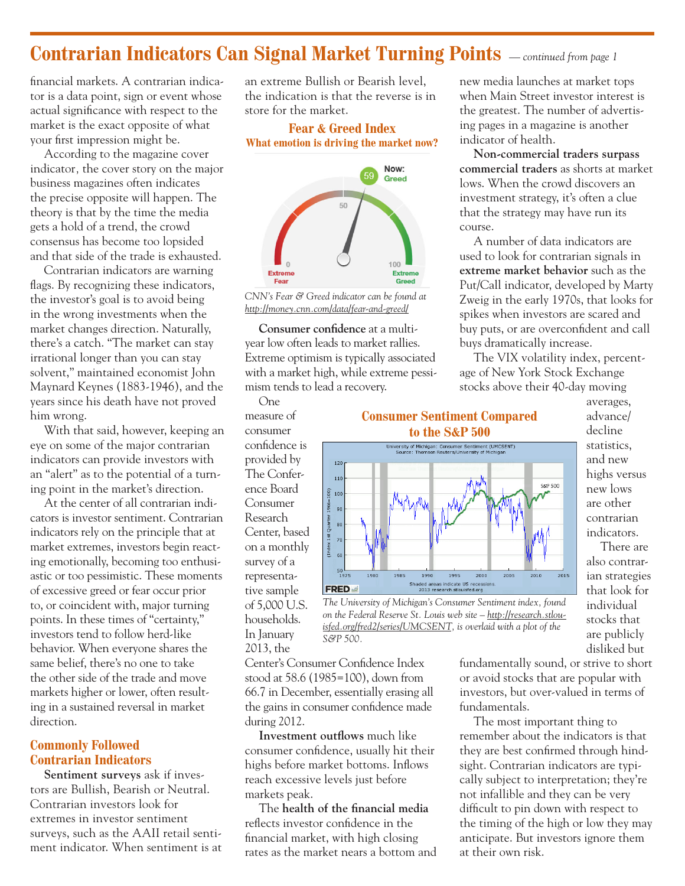# Contrarian Indicators Can Signal Market Turning Points *— continued from page 1*

financial markets. A contrarian indicator is a data point, sign or event whose actual significance with respect to the market is the exact opposite of what your first impression might be.

According to the magazine cover indicator, the cover story on the major business magazines often indicates the precise opposite will happen. The theory is that by the time the media gets a hold of a trend, the crowd consensus has become too lopsided and that side of the trade is exhausted.

Contrarian indicators are warning flags. By recognizing these indicators, the investor's goal is to avoid being in the wrong investments when the market changes direction. Naturally, there's a catch. "The market can stay irrational longer than you can stay solvent," maintained economist John Maynard Keynes (1883-1946), and the years since his death have not proved him wrong.

With that said, however, keeping an eye on some of the major contrarian indicators can provide investors with an "alert" as to the potential of a turning point in the market's direction.

At the center of all contrarian indicators is investor sentiment. Contrarian indicators rely on the principle that at market extremes, investors begin reacting emotionally, becoming too enthusiastic or too pessimistic. These moments of excessive greed or fear occur prior to, or coincident with, major turning points. In these times of "certainty," investors tend to follow herd-like behavior. When everyone shares the same belief, there's no one to take the other side of the trade and move markets higher or lower, often resulting in a sustained reversal in market direction.

## Commonly Followed Contrarian Indicators

**Sentiment surveys** ask if investors are Bullish, Bearish or Neutral. Contrarian investors look for extremes in investor sentiment surveys, such as the AAII retail sentiment indicator. When sentiment is at an extreme Bullish or Bearish level, the indication is that the reverse is in store for the market.

### Fear & Greed Index
**What emotion is driving the market now?**

*CNN's Fear & Greed indicator can be found at http://money.cnn.com/data/fear-and-greed/*

**Consumer confidence** at a multi-year low often leads to market rallies. Extreme optimism is typically associated with a market high, while extreme pessimism tends to lead a recovery.

One measure of consumer confidence is provided by The Conference Board Consumer Research Center, based on a monthly survey of a representative sample of 5,000 U.S. households. In January 2013, the Center's Consumer Confidence Index stood at 58.6 (1985=100), down from 66.7 in December, essentially erasing all the gains in consumer confidence made during 2012.

### Consumer Sentiment Compared to the S&P 500

*The University of Michigan's Consumer Sentiment index, found on the Federal Reserve St. Louis web site – http://research.stlouisfed.org/fred2/series/UMCSENT, is overlaid with a plot of the S&P 500.*

**Investment outflows** much like consumer confidence, usually hit their highs before market bottoms. Inflows reach excessive levels just before markets peak.

The **health of the financial media** reflects investor confidence in the financial market, with high closing rates as the market nears a bottom and new media launches at market tops when Main Street investor interest is the greatest. The number of advertising pages in a magazine is another indicator of health.

**Non-commercial traders surpass commercial traders** as shorts at market lows. When the crowd discovers an investment strategy, it's often a clue that the strategy may have run its course.

A number of data indicators are used to look for contrarian signals in **extreme market behavior** such as the Put/Call indicator, developed by Marty Zweig in the early 1970s, that looks for spikes when investors are scared and buy puts, or are overconfident and call buys dramatically increase.

The VIX volatility index, percentage of New York Stock Exchange stocks above their 40-day moving averages, advance/decline statistics, and new highs versus new lows are other contrarian indicators.

There are also contrarian strategies that look for individual stocks that are publicly disliked but fundamentally sound, or strive to short or avoid stocks that are popular with investors, but over-valued in terms of fundamentals.

The most important thing to remember about the indicators is that they are best confirmed through hindsight. Contrarian indicators are typically subject to interpretation; they're not infallible and they can be very difficult to pin down with respect to the timing of the high or low they may anticipate. But investors ignore them at their own risk.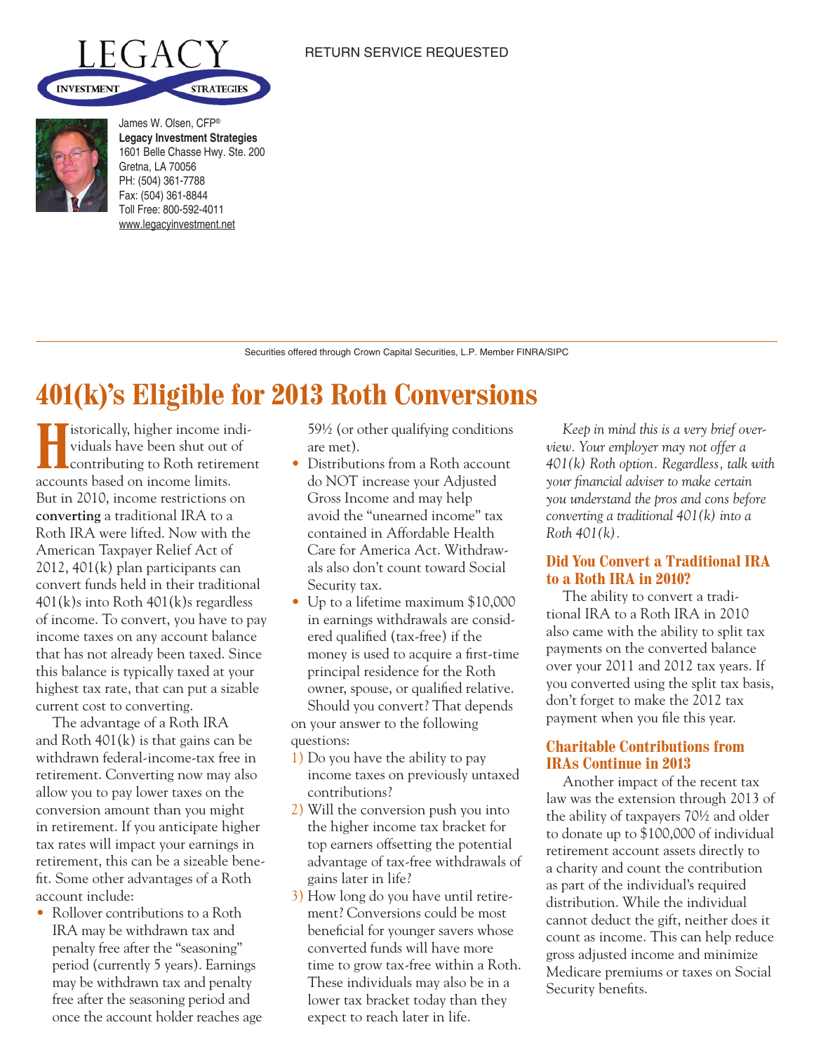LEGACY INVESTMENT STRATEGIES

RETURN SERVICE REQUESTED

James W. Olsen, CFP®
**Legacy Investment Strategies**
1601 Belle Chasse Hwy. Ste. 200
Gretna, LA 70056
PH: (504) 361-7788
Fax: (504) 361-8844
Toll Free: 800-592-4011
www.legacyinvestment.net

Securities offered through Crown Capital Securities, L.P. Member FINRA/SIPC

# 401(k)'s Eligible for 2013 Roth Conversions

Historically, higher income individuals have been shut out of contributing to Roth retirement accounts based on income limits. But in 2010, income restrictions on **converting** a traditional IRA to a Roth IRA were lifted. Now with the American Taxpayer Relief Act of 2012, 401(k) plan participants can convert funds held in their traditional 401(k)s into Roth 401(k)s regardless of income. To convert, you have to pay income taxes on any account balance that has not already been taxed. Since this balance is typically taxed at your highest tax rate, that can put a sizable current cost to converting.

The advantage of a Roth IRA and Roth 401(k) is that gains can be withdrawn federal-income-tax free in retirement. Converting now may also allow you to pay lower taxes on the conversion amount than you might in retirement. If you anticipate higher tax rates will impact your earnings in retirement, this can be a sizeable benefit. Some other advantages of a Roth account include:

- Rollover contributions to a Roth IRA may be withdrawn tax and penalty free after the "seasoning" period (currently 5 years). Earnings may be withdrawn tax and penalty free after the seasoning period and once the account holder reaches age 59½ (or other qualifying conditions are met).
- Distributions from a Roth account do NOT increase your Adjusted Gross Income and may help avoid the "unearned income" tax contained in Affordable Health Care for America Act. Withdrawals also don't count toward Social Security tax.
- Up to a lifetime maximum $10,000 in earnings withdrawals are considered qualified (tax-free) if the money is used to acquire a first-time principal residence for the Roth owner, spouse, or qualified relative.

Should you convert? That depends on your answer to the following questions:

1) Do you have the ability to pay income taxes on previously untaxed contributions?
2) Will the conversion push you into the higher income tax bracket for top earners offsetting the potential advantage of tax-free withdrawals of gains later in life?
3) How long do you have until retirement? Conversions could be most beneficial for younger savers whose converted funds will have more time to grow tax-free within a Roth. These individuals may also be in a lower tax bracket today than they expect to reach later in life.

*Keep in mind this is a very brief overview. Your employer may not offer a 401(k) Roth option. Regardless, talk with your financial adviser to make certain you understand the pros and cons before converting a traditional 401(k) into a Roth 401(k).*

### Did You Convert a Traditional IRA to a Roth IRA in 2010?

The ability to convert a traditional IRA to a Roth IRA in 2010 also came with the ability to split tax payments on the converted balance over your 2011 and 2012 tax years. If you converted using the split tax basis, don't forget to make the 2012 tax payment when you file this year.

### Charitable Contributions from IRAs Continue in 2013

Another impact of the recent tax law was the extension through 2013 of the ability of taxpayers 70½ and older to donate up to $100,000 of individual retirement account assets directly to a charity and count the contribution as part of the individual's required distribution. While the individual cannot deduct the gift, neither does it count as income. This can help reduce gross adjusted income and minimize Medicare premiums or taxes on Social Security benefits.